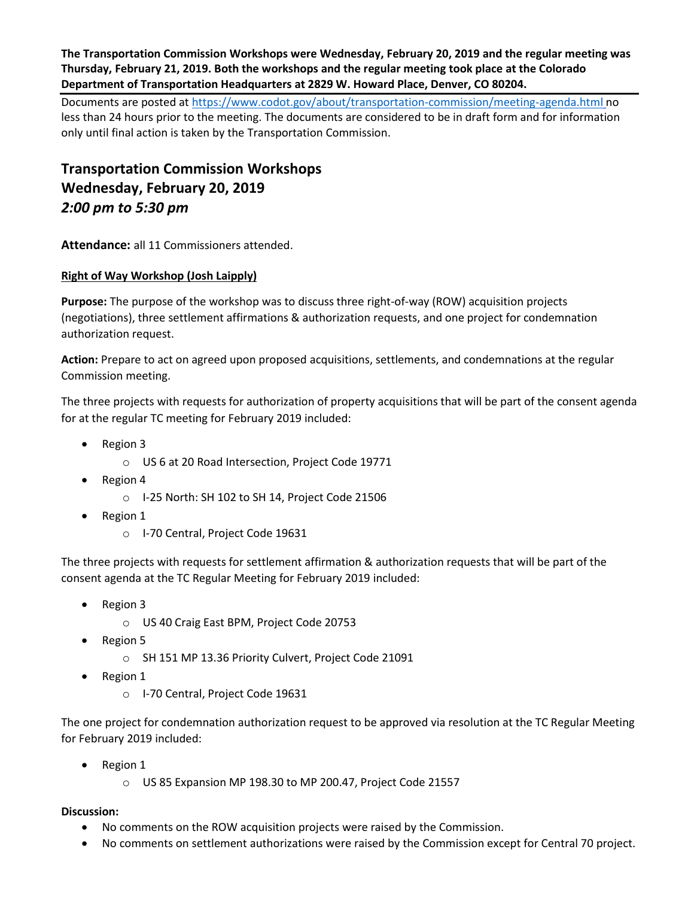**The Transportation Commission Workshops were Wednesday, February 20, 2019 and the regular meeting was Thursday, February 21, 2019. Both the workshops and the regular meeting took place at the Colorado Department of Transportation Headquarters at 2829 W. Howard Place, Denver, CO 80204.**

Documents are posted at https://www.codot.gov/about/transportation-commission/meeting-agenda.html no less than 24 hours prior to the meeting. The documents are considered to be in draft form and for information only until final action is taken by the Transportation Commission.

# Transportation Commission Workshops
# Wednesday, February 20, 2019
# *2:00 pm to 5:30 pm*

**Attendance:** all 11 Commissioners attended.

**Right of Way Workshop (Josh Laipply)**

**Purpose:** The purpose of the workshop was to discuss three right-of-way (ROW) acquisition projects (negotiations), three settlement affirmations & authorization requests, and one project for condemnation authorization request.

**Action:** Prepare to act on agreed upon proposed acquisitions, settlements, and condemnations at the regular Commission meeting.

The three projects with requests for authorization of property acquisitions that will be part of the consent agenda for at the regular TC meeting for February 2019 included:

- Region 3
  - US 6 at 20 Road Intersection, Project Code 19771
- Region 4
  - I-25 North: SH 102 to SH 14, Project Code 21506
- Region 1
  - I-70 Central, Project Code 19631

The three projects with requests for settlement affirmation & authorization requests that will be part of the consent agenda at the TC Regular Meeting for February 2019 included:

- Region 3
  - US 40 Craig East BPM, Project Code 20753
- Region 5
  - SH 151 MP 13.36 Priority Culvert, Project Code 21091
- Region 1
  - I-70 Central, Project Code 19631

The one project for condemnation authorization request to be approved via resolution at the TC Regular Meeting for February 2019 included:

- Region 1
  - US 85 Expansion MP 198.30 to MP 200.47, Project Code 21557

**Discussion:**

- No comments on the ROW acquisition projects were raised by the Commission.
- No comments on settlement authorizations were raised by the Commission except for Central 70 project.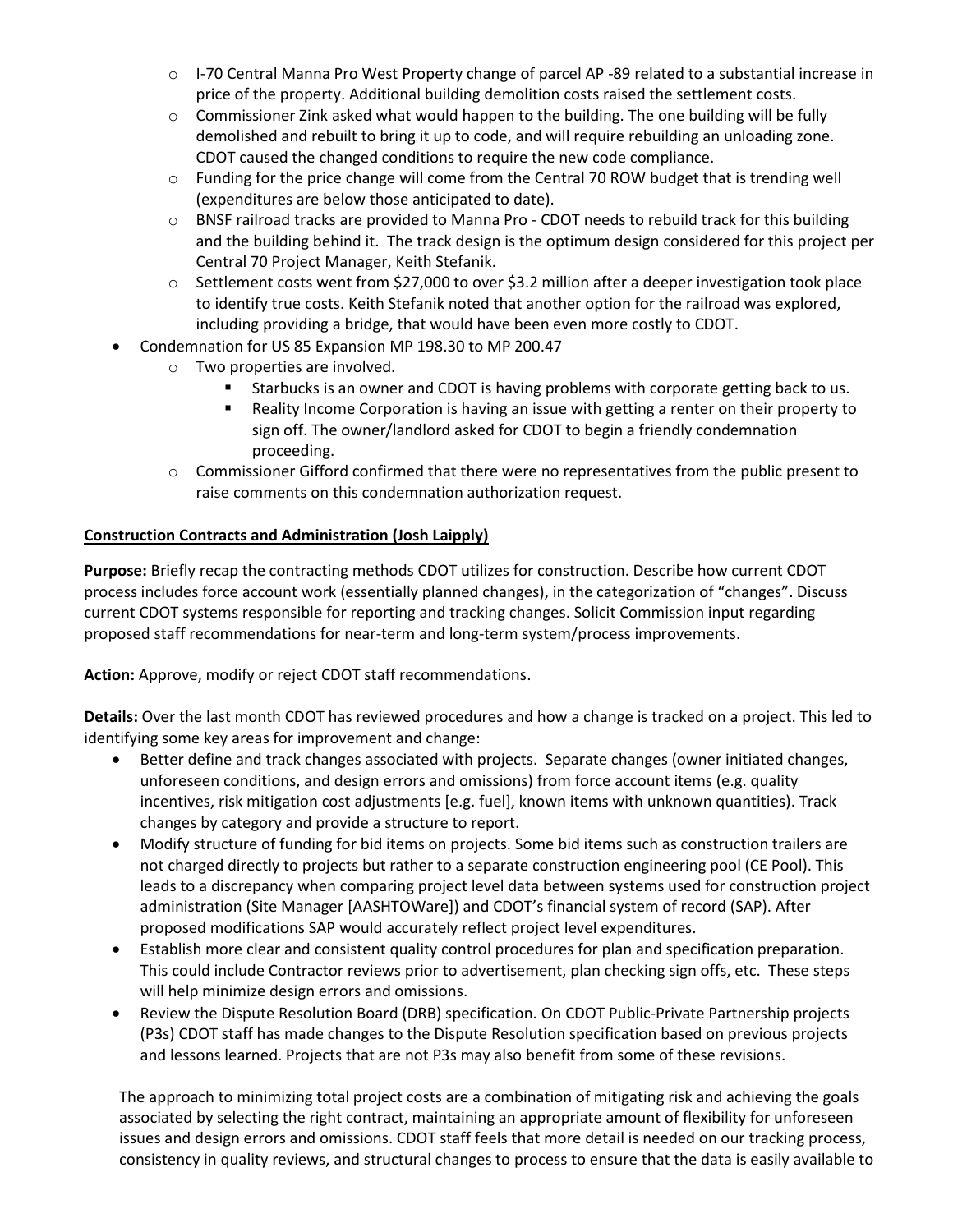- I-70 Central Manna Pro West Property change of parcel AP -89 related to a substantial increase in price of the property. Additional building demolition costs raised the settlement costs.
  - Commissioner Zink asked what would happen to the building. The one building will be fully demolished and rebuilt to bring it up to code, and will require rebuilding an unloading zone. CDOT caused the changed conditions to require the new code compliance.
  - Funding for the price change will come from the Central 70 ROW budget that is trending well (expenditures are below those anticipated to date).
  - BNSF railroad tracks are provided to Manna Pro - CDOT needs to rebuild track for this building and the building behind it. The track design is the optimum design considered for this project per Central 70 Project Manager, Keith Stefanik.
  - Settlement costs went from $27,000 to over $3.2 million after a deeper investigation took place to identify true costs. Keith Stefanik noted that another option for the railroad was explored, including providing a bridge, that would have been even more costly to CDOT.
- Condemnation for US 85 Expansion MP 198.30 to MP 200.47
  - Two properties are involved.
    - Starbucks is an owner and CDOT is having problems with corporate getting back to us.
    - Reality Income Corporation is having an issue with getting a renter on their property to sign off. The owner/landlord asked for CDOT to begin a friendly condemnation proceeding.
  - Commissioner Gifford confirmed that there were no representatives from the public present to raise comments on this condemnation authorization request.

**Construction Contracts and Administration (Josh Laipply)**

**Purpose:** Briefly recap the contracting methods CDOT utilizes for construction. Describe how current CDOT process includes force account work (essentially planned changes), in the categorization of "changes". Discuss current CDOT systems responsible for reporting and tracking changes. Solicit Commission input regarding proposed staff recommendations for near-term and long-term system/process improvements.

**Action:** Approve, modify or reject CDOT staff recommendations.

**Details:** Over the last month CDOT has reviewed procedures and how a change is tracked on a project. This led to identifying some key areas for improvement and change:

- Better define and track changes associated with projects. Separate changes (owner initiated changes, unforeseen conditions, and design errors and omissions) from force account items (e.g. quality incentives, risk mitigation cost adjustments [e.g. fuel], known items with unknown quantities). Track changes by category and provide a structure to report.
- Modify structure of funding for bid items on projects. Some bid items such as construction trailers are not charged directly to projects but rather to a separate construction engineering pool (CE Pool). This leads to a discrepancy when comparing project level data between systems used for construction project administration (Site Manager [AASHTOWare]) and CDOT's financial system of record (SAP). After proposed modifications SAP would accurately reflect project level expenditures.
- Establish more clear and consistent quality control procedures for plan and specification preparation. This could include Contractor reviews prior to advertisement, plan checking sign offs, etc. These steps will help minimize design errors and omissions.
- Review the Dispute Resolution Board (DRB) specification. On CDOT Public-Private Partnership projects (P3s) CDOT staff has made changes to the Dispute Resolution specification based on previous projects and lessons learned. Projects that are not P3s may also benefit from some of these revisions.

The approach to minimizing total project costs are a combination of mitigating risk and achieving the goals associated by selecting the right contract, maintaining an appropriate amount of flexibility for unforeseen issues and design errors and omissions. CDOT staff feels that more detail is needed on our tracking process, consistency in quality reviews, and structural changes to process to ensure that the data is easily available to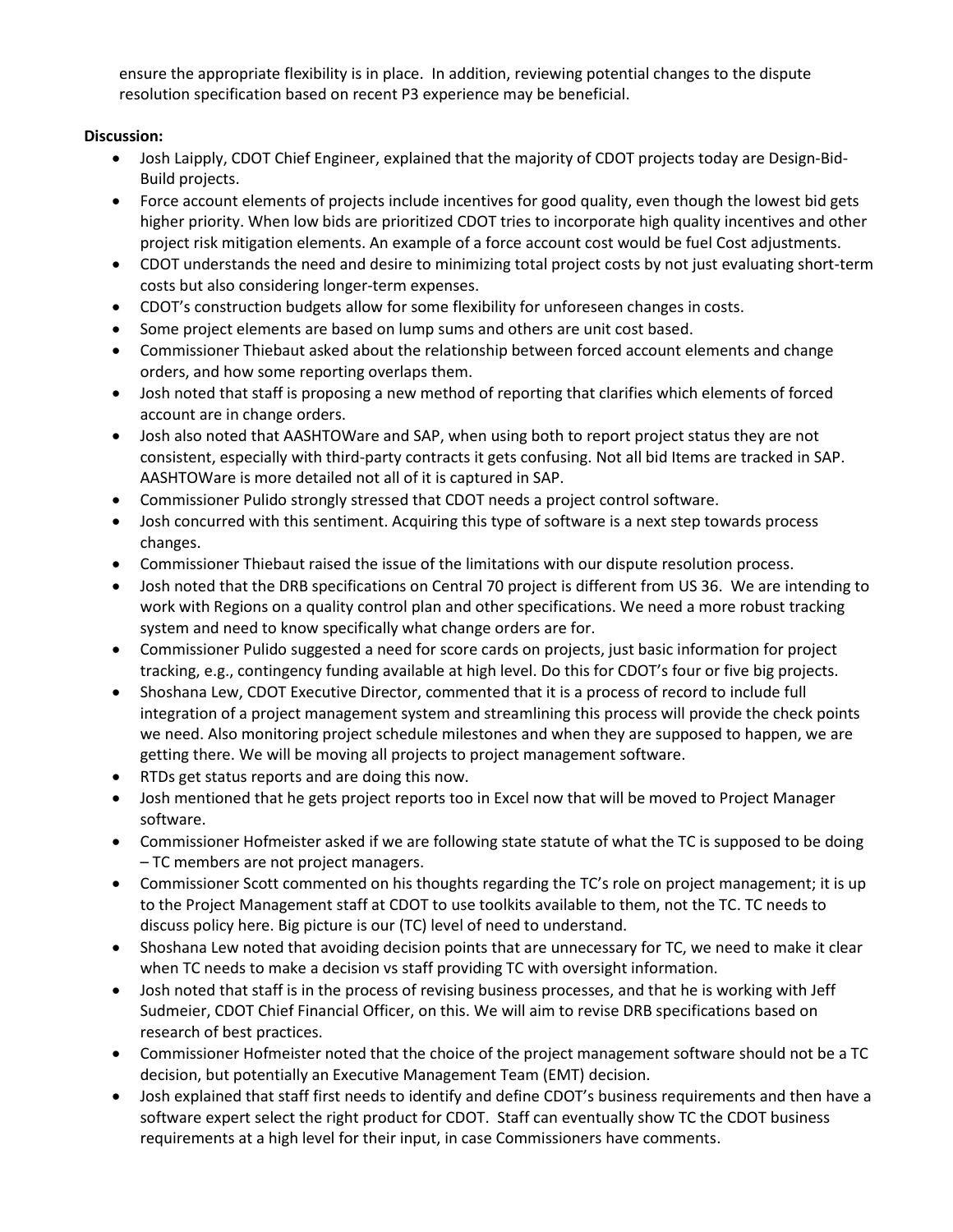ensure the appropriate flexibility is in place. In addition, reviewing potential changes to the dispute resolution specification based on recent P3 experience may be beneficial.

**Discussion:**

- Josh Laipply, CDOT Chief Engineer, explained that the majority of CDOT projects today are Design-Bid-Build projects.
- Force account elements of projects include incentives for good quality, even though the lowest bid gets higher priority. When low bids are prioritized CDOT tries to incorporate high quality incentives and other project risk mitigation elements. An example of a force account cost would be fuel Cost adjustments.
- CDOT understands the need and desire to minimizing total project costs by not just evaluating short-term costs but also considering longer-term expenses.
- CDOT's construction budgets allow for some flexibility for unforeseen changes in costs.
- Some project elements are based on lump sums and others are unit cost based.
- Commissioner Thiebaut asked about the relationship between forced account elements and change orders, and how some reporting overlaps them.
- Josh noted that staff is proposing a new method of reporting that clarifies which elements of forced account are in change orders.
- Josh also noted that AASHTOWare and SAP, when using both to report project status they are not consistent, especially with third-party contracts it gets confusing. Not all bid Items are tracked in SAP. AASHTOWare is more detailed not all of it is captured in SAP.
- Commissioner Pulido strongly stressed that CDOT needs a project control software.
- Josh concurred with this sentiment. Acquiring this type of software is a next step towards process changes.
- Commissioner Thiebaut raised the issue of the limitations with our dispute resolution process.
- Josh noted that the DRB specifications on Central 70 project is different from US 36. We are intending to work with Regions on a quality control plan and other specifications. We need a more robust tracking system and need to know specifically what change orders are for.
- Commissioner Pulido suggested a need for score cards on projects, just basic information for project tracking, e.g., contingency funding available at high level. Do this for CDOT's four or five big projects.
- Shoshana Lew, CDOT Executive Director, commented that it is a process of record to include full integration of a project management system and streamlining this process will provide the check points we need. Also monitoring project schedule milestones and when they are supposed to happen, we are getting there. We will be moving all projects to project management software.
- RTDs get status reports and are doing this now.
- Josh mentioned that he gets project reports too in Excel now that will be moved to Project Manager software.
- Commissioner Hofmeister asked if we are following state statute of what the TC is supposed to be doing – TC members are not project managers.
- Commissioner Scott commented on his thoughts regarding the TC's role on project management; it is up to the Project Management staff at CDOT to use toolkits available to them, not the TC. TC needs to discuss policy here. Big picture is our (TC) level of need to understand.
- Shoshana Lew noted that avoiding decision points that are unnecessary for TC, we need to make it clear when TC needs to make a decision vs staff providing TC with oversight information.
- Josh noted that staff is in the process of revising business processes, and that he is working with Jeff Sudmeier, CDOT Chief Financial Officer, on this. We will aim to revise DRB specifications based on research of best practices.
- Commissioner Hofmeister noted that the choice of the project management software should not be a TC decision, but potentially an Executive Management Team (EMT) decision.
- Josh explained that staff first needs to identify and define CDOT's business requirements and then have a software expert select the right product for CDOT. Staff can eventually show TC the CDOT business requirements at a high level for their input, in case Commissioners have comments.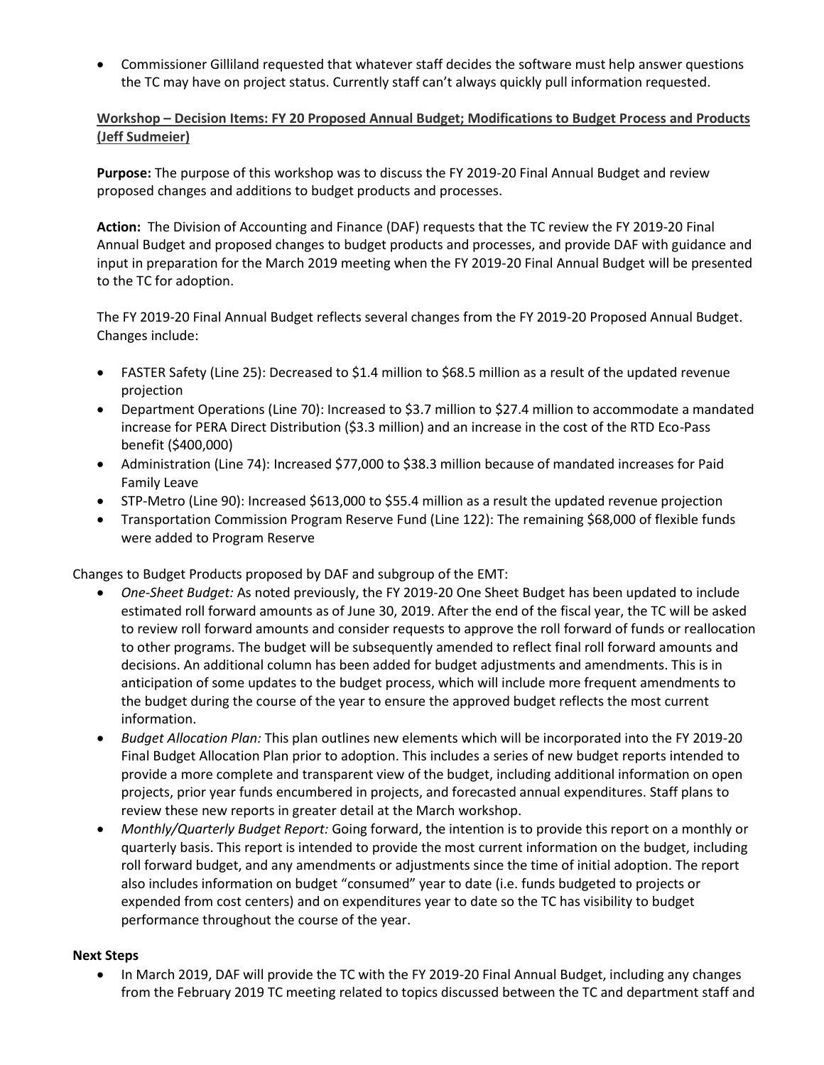- Commissioner Gilliland requested that whatever staff decides the software must help answer questions the TC may have on project status. Currently staff can't always quickly pull information requested.

**Workshop – Decision Items: FY 20 Proposed Annual Budget; Modifications to Budget Process and Products (Jeff Sudmeier)**

**Purpose:** The purpose of this workshop was to discuss the FY 2019-20 Final Annual Budget and review proposed changes and additions to budget products and processes.

**Action:** The Division of Accounting and Finance (DAF) requests that the TC review the FY 2019-20 Final Annual Budget and proposed changes to budget products and processes, and provide DAF with guidance and input in preparation for the March 2019 meeting when the FY 2019-20 Final Annual Budget will be presented to the TC for adoption.

The FY 2019-20 Final Annual Budget reflects several changes from the FY 2019-20 Proposed Annual Budget. Changes include:

- FASTER Safety (Line 25): Decreased to $1.4 million to $68.5 million as a result of the updated revenue projection
- Department Operations (Line 70): Increased to $3.7 million to $27.4 million to accommodate a mandated increase for PERA Direct Distribution ($3.3 million) and an increase in the cost of the RTD Eco-Pass benefit ($400,000)
- Administration (Line 74): Increased $77,000 to $38.3 million because of mandated increases for Paid Family Leave
- STP-Metro (Line 90): Increased $613,000 to $55.4 million as a result the updated revenue projection
- Transportation Commission Program Reserve Fund (Line 122): The remaining $68,000 of flexible funds were added to Program Reserve

Changes to Budget Products proposed by DAF and subgroup of the EMT:

- *One-Sheet Budget:* As noted previously, the FY 2019-20 One Sheet Budget has been updated to include estimated roll forward amounts as of June 30, 2019. After the end of the fiscal year, the TC will be asked to review roll forward amounts and consider requests to approve the roll forward of funds or reallocation to other programs. The budget will be subsequently amended to reflect final roll forward amounts and decisions. An additional column has been added for budget adjustments and amendments. This is in anticipation of some updates to the budget process, which will include more frequent amendments to the budget during the course of the year to ensure the approved budget reflects the most current information.
- *Budget Allocation Plan:* This plan outlines new elements which will be incorporated into the FY 2019-20 Final Budget Allocation Plan prior to adoption. This includes a series of new budget reports intended to provide a more complete and transparent view of the budget, including additional information on open projects, prior year funds encumbered in projects, and forecasted annual expenditures. Staff plans to review these new reports in greater detail at the March workshop.
- *Monthly/Quarterly Budget Report:* Going forward, the intention is to provide this report on a monthly or quarterly basis. This report is intended to provide the most current information on the budget, including roll forward budget, and any amendments or adjustments since the time of initial adoption. The report also includes information on budget "consumed" year to date (i.e. funds budgeted to projects or expended from cost centers) and on expenditures year to date so the TC has visibility to budget performance throughout the course of the year.

**Next Steps**

- In March 2019, DAF will provide the TC with the FY 2019-20 Final Annual Budget, including any changes from the February 2019 TC meeting related to topics discussed between the TC and department staff and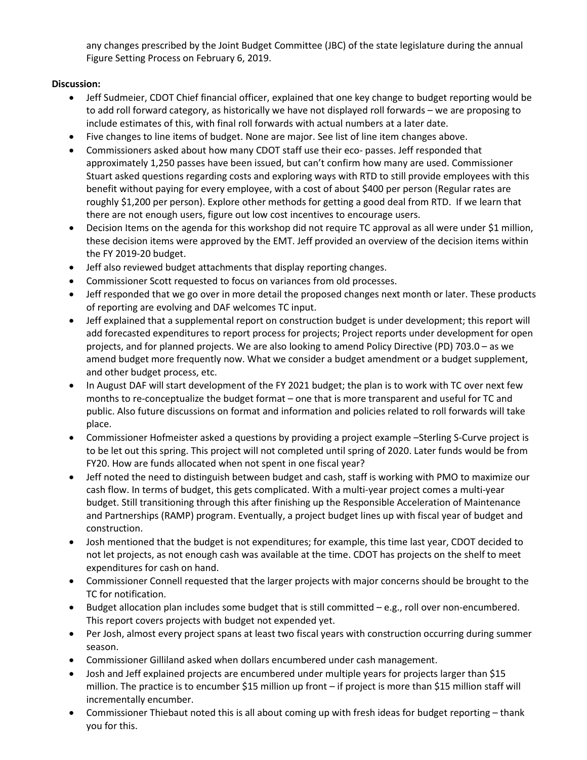any changes prescribed by the Joint Budget Committee (JBC) of the state legislature during the annual Figure Setting Process on February 6, 2019.

**Discussion:**

- Jeff Sudmeier, CDOT Chief financial officer, explained that one key change to budget reporting would be to add roll forward category, as historically we have not displayed roll forwards – we are proposing to include estimates of this, with final roll forwards with actual numbers at a later date.
- Five changes to line items of budget. None are major. See list of line item changes above.
- Commissioners asked about how many CDOT staff use their eco- passes. Jeff responded that approximately 1,250 passes have been issued, but can't confirm how many are used. Commissioner Stuart asked questions regarding costs and exploring ways with RTD to still provide employees with this benefit without paying for every employee, with a cost of about $400 per person (Regular rates are roughly $1,200 per person). Explore other methods for getting a good deal from RTD. If we learn that there are not enough users, figure out low cost incentives to encourage users.
- Decision Items on the agenda for this workshop did not require TC approval as all were under $1 million, these decision items were approved by the EMT. Jeff provided an overview of the decision items within the FY 2019-20 budget.
- Jeff also reviewed budget attachments that display reporting changes.
- Commissioner Scott requested to focus on variances from old processes.
- Jeff responded that we go over in more detail the proposed changes next month or later. These products of reporting are evolving and DAF welcomes TC input.
- Jeff explained that a supplemental report on construction budget is under development; this report will add forecasted expenditures to report process for projects; Project reports under development for open projects, and for planned projects. We are also looking to amend Policy Directive (PD) 703.0 – as we amend budget more frequently now. What we consider a budget amendment or a budget supplement, and other budget process, etc.
- In August DAF will start development of the FY 2021 budget; the plan is to work with TC over next few months to re-conceptualize the budget format – one that is more transparent and useful for TC and public. Also future discussions on format and information and policies related to roll forwards will take place.
- Commissioner Hofmeister asked a questions by providing a project example –Sterling S-Curve project is to be let out this spring. This project will not completed until spring of 2020. Later funds would be from FY20. How are funds allocated when not spent in one fiscal year?
- Jeff noted the need to distinguish between budget and cash, staff is working with PMO to maximize our cash flow. In terms of budget, this gets complicated. With a multi-year project comes a multi-year budget. Still transitioning through this after finishing up the Responsible Acceleration of Maintenance and Partnerships (RAMP) program. Eventually, a project budget lines up with fiscal year of budget and construction.
- Josh mentioned that the budget is not expenditures; for example, this time last year, CDOT decided to not let projects, as not enough cash was available at the time. CDOT has projects on the shelf to meet expenditures for cash on hand.
- Commissioner Connell requested that the larger projects with major concerns should be brought to the TC for notification.
- Budget allocation plan includes some budget that is still committed – e.g., roll over non-encumbered. This report covers projects with budget not expended yet.
- Per Josh, almost every project spans at least two fiscal years with construction occurring during summer season.
- Commissioner Gilliland asked when dollars encumbered under cash management.
- Josh and Jeff explained projects are encumbered under multiple years for projects larger than $15 million. The practice is to encumber $15 million up front – if project is more than $15 million staff will incrementally encumber.
- Commissioner Thiebaut noted this is all about coming up with fresh ideas for budget reporting – thank you for this.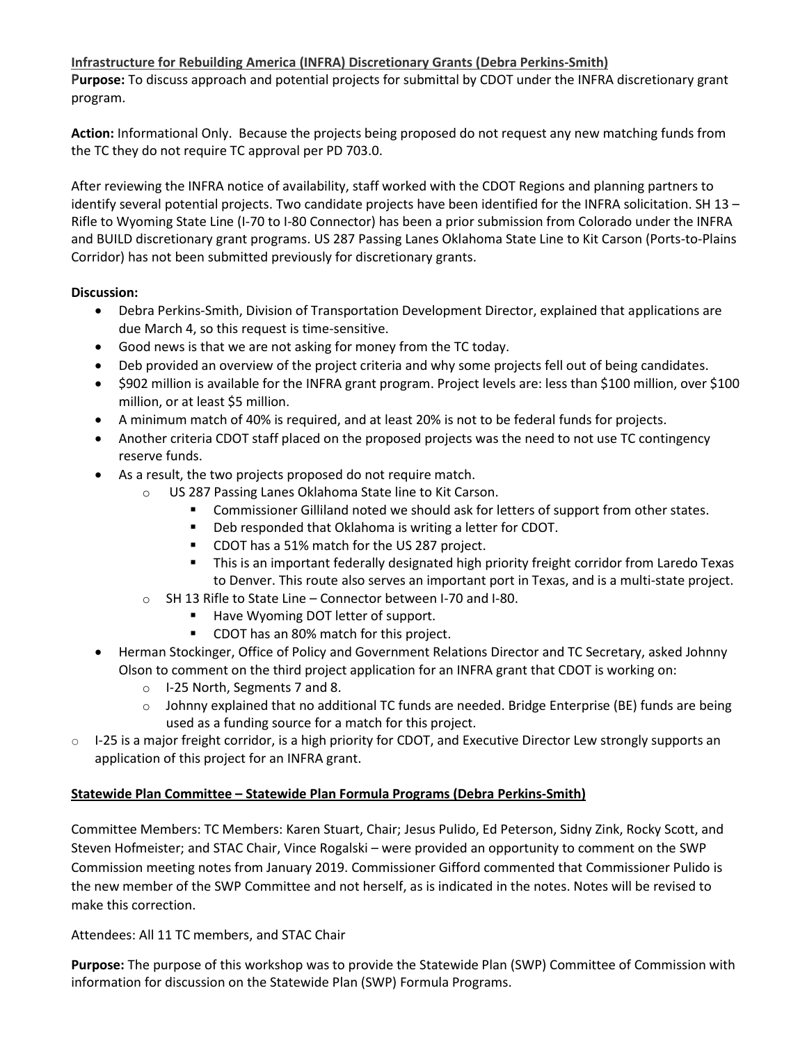**Infrastructure for Rebuilding America (INFRA) Discretionary Grants (Debra Perkins-Smith)**

**Purpose:** To discuss approach and potential projects for submittal by CDOT under the INFRA discretionary grant program.

**Action:** Informational Only. Because the projects being proposed do not request any new matching funds from the TC they do not require TC approval per PD 703.0.

After reviewing the INFRA notice of availability, staff worked with the CDOT Regions and planning partners to identify several potential projects. Two candidate projects have been identified for the INFRA solicitation. SH 13 – Rifle to Wyoming State Line (I-70 to I-80 Connector) has been a prior submission from Colorado under the INFRA and BUILD discretionary grant programs. US 287 Passing Lanes Oklahoma State Line to Kit Carson (Ports-to-Plains Corridor) has not been submitted previously for discretionary grants.

**Discussion:**

- Debra Perkins-Smith, Division of Transportation Development Director, explained that applications are due March 4, so this request is time-sensitive.
- Good news is that we are not asking for money from the TC today.
- Deb provided an overview of the project criteria and why some projects fell out of being candidates.
- $902 million is available for the INFRA grant program. Project levels are: less than $100 million, over $100 million, or at least $5 million.
- A minimum match of 40% is required, and at least 20% is not to be federal funds for projects.
- Another criteria CDOT staff placed on the proposed projects was the need to not use TC contingency reserve funds.
- As a result, the two projects proposed do not require match.
  - US 287 Passing Lanes Oklahoma State line to Kit Carson.
    - Commissioner Gilliland noted we should ask for letters of support from other states.
    - Deb responded that Oklahoma is writing a letter for CDOT.
    - CDOT has a 51% match for the US 287 project.
    - This is an important federally designated high priority freight corridor from Laredo Texas to Denver. This route also serves an important port in Texas, and is a multi-state project.
  - SH 13 Rifle to State Line – Connector between I-70 and I-80.
    - Have Wyoming DOT letter of support.
    - CDOT has an 80% match for this project.
- Herman Stockinger, Office of Policy and Government Relations Director and TC Secretary, asked Johnny Olson to comment on the third project application for an INFRA grant that CDOT is working on:
  - I-25 North, Segments 7 and 8.
  - Johnny explained that no additional TC funds are needed. Bridge Enterprise (BE) funds are being used as a funding source for a match for this project.
- I-25 is a major freight corridor, is a high priority for CDOT, and Executive Director Lew strongly supports an application of this project for an INFRA grant.

**Statewide Plan Committee – Statewide Plan Formula Programs (Debra Perkins-Smith)**

Committee Members: TC Members: Karen Stuart, Chair; Jesus Pulido, Ed Peterson, Sidny Zink, Rocky Scott, and Steven Hofmeister; and STAC Chair, Vince Rogalski – were provided an opportunity to comment on the SWP Commission meeting notes from January 2019. Commissioner Gifford commented that Commissioner Pulido is the new member of the SWP Committee and not herself, as is indicated in the notes. Notes will be revised to make this correction.

Attendees: All 11 TC members, and STAC Chair

**Purpose:** The purpose of this workshop was to provide the Statewide Plan (SWP) Committee of Commission with information for discussion on the Statewide Plan (SWP) Formula Programs.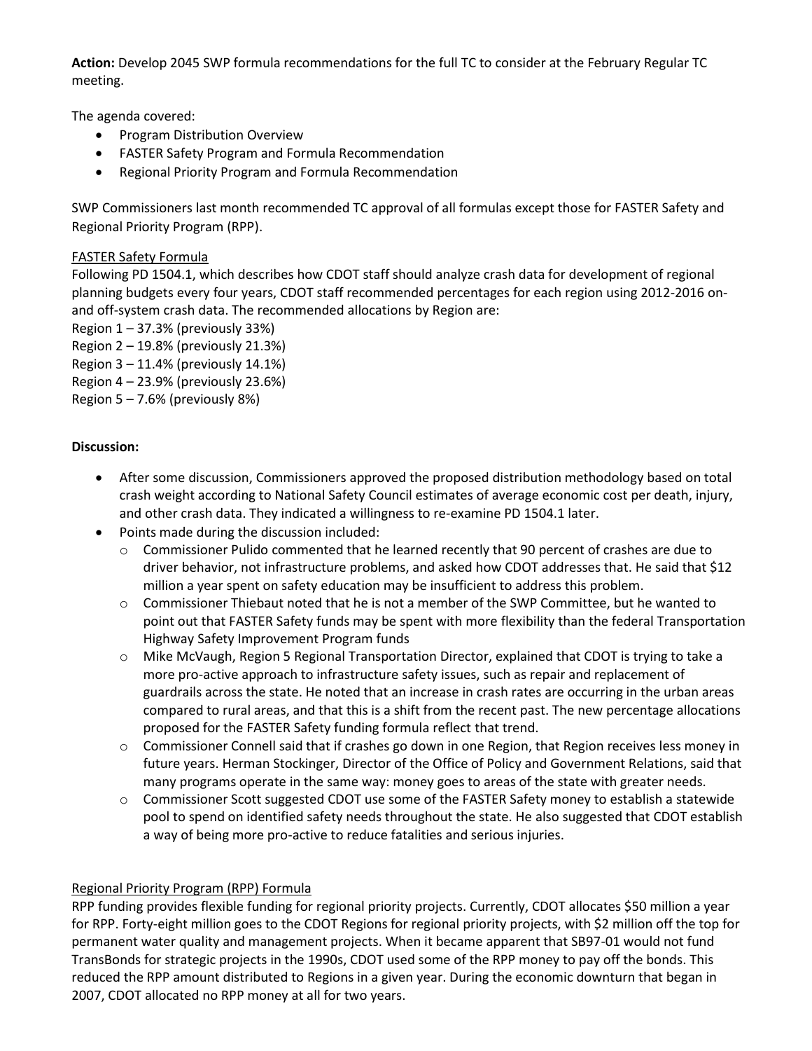**Action:** Develop 2045 SWP formula recommendations for the full TC to consider at the February Regular TC meeting.

The agenda covered:

- Program Distribution Overview
- FASTER Safety Program and Formula Recommendation
- Regional Priority Program and Formula Recommendation

SWP Commissioners last month recommended TC approval of all formulas except those for FASTER Safety and Regional Priority Program (RPP).

<u>FASTER Safety Formula</u>

Following PD 1504.1, which describes how CDOT staff should analyze crash data for development of regional planning budgets every four years, CDOT staff recommended percentages for each region using 2012-2016 on- and off-system crash data. The recommended allocations by Region are:

Region 1 – 37.3% (previously 33%)
Region 2 – 19.8% (previously 21.3%)
Region 3 – 11.4% (previously 14.1%)
Region 4 – 23.9% (previously 23.6%)
Region 5 – 7.6% (previously 8%)

**Discussion:**

- After some discussion, Commissioners approved the proposed distribution methodology based on total crash weight according to National Safety Council estimates of average economic cost per death, injury, and other crash data. They indicated a willingness to re-examine PD 1504.1 later.
- Points made during the discussion included:
  - Commissioner Pulido commented that he learned recently that 90 percent of crashes are due to driver behavior, not infrastructure problems, and asked how CDOT addresses that. He said that $12 million a year spent on safety education may be insufficient to address this problem.
  - Commissioner Thiebaut noted that he is not a member of the SWP Committee, but he wanted to point out that FASTER Safety funds may be spent with more flexibility than the federal Transportation Highway Safety Improvement Program funds
  - Mike McVaugh, Region 5 Regional Transportation Director, explained that CDOT is trying to take a more pro-active approach to infrastructure safety issues, such as repair and replacement of guardrails across the state. He noted that an increase in crash rates are occurring in the urban areas compared to rural areas, and that this is a shift from the recent past. The new percentage allocations proposed for the FASTER Safety funding formula reflect that trend.
  - Commissioner Connell said that if crashes go down in one Region, that Region receives less money in future years. Herman Stockinger, Director of the Office of Policy and Government Relations, said that many programs operate in the same way: money goes to areas of the state with greater needs.
  - Commissioner Scott suggested CDOT use some of the FASTER Safety money to establish a statewide pool to spend on identified safety needs throughout the state. He also suggested that CDOT establish a way of being more pro-active to reduce fatalities and serious injuries.

<u>Regional Priority Program (RPP) Formula</u>

RPP funding provides flexible funding for regional priority projects. Currently, CDOT allocates $50 million a year for RPP. Forty-eight million goes to the CDOT Regions for regional priority projects, with $2 million off the top for permanent water quality and management projects. When it became apparent that SB97-01 would not fund TransBonds for strategic projects in the 1990s, CDOT used some of the RPP money to pay off the bonds. This reduced the RPP amount distributed to Regions in a given year. During the economic downturn that began in 2007, CDOT allocated no RPP money at all for two years.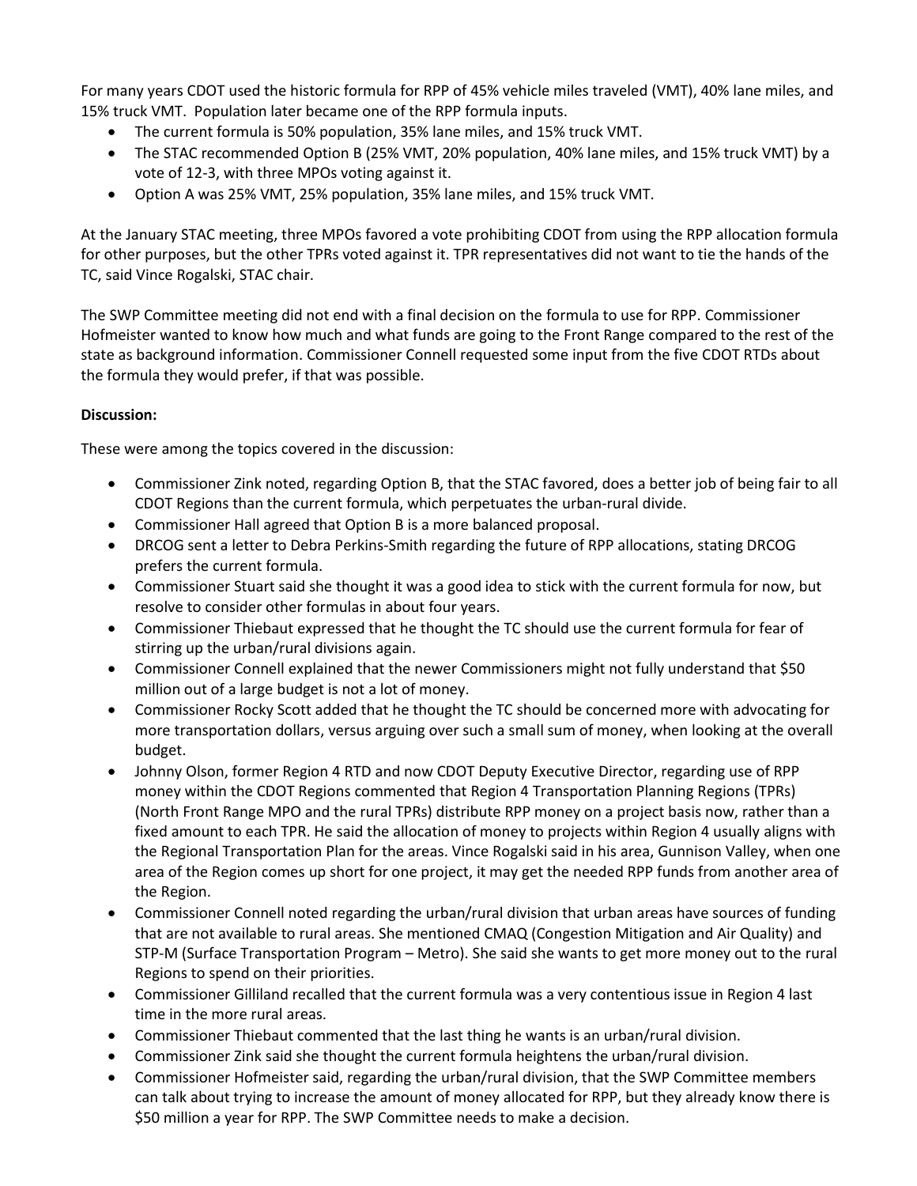For many years CDOT used the historic formula for RPP of 45% vehicle miles traveled (VMT), 40% lane miles, and 15% truck VMT. Population later became one of the RPP formula inputs.

- The current formula is 50% population, 35% lane miles, and 15% truck VMT.
- The STAC recommended Option B (25% VMT, 20% population, 40% lane miles, and 15% truck VMT) by a vote of 12-3, with three MPOs voting against it.
- Option A was 25% VMT, 25% population, 35% lane miles, and 15% truck VMT.

At the January STAC meeting, three MPOs favored a vote prohibiting CDOT from using the RPP allocation formula for other purposes, but the other TPRs voted against it. TPR representatives did not want to tie the hands of the TC, said Vince Rogalski, STAC chair.

The SWP Committee meeting did not end with a final decision on the formula to use for RPP. Commissioner Hofmeister wanted to know how much and what funds are going to the Front Range compared to the rest of the state as background information. Commissioner Connell requested some input from the five CDOT RTDs about the formula they would prefer, if that was possible.

**Discussion:**

These were among the topics covered in the discussion:

- Commissioner Zink noted, regarding Option B, that the STAC favored, does a better job of being fair to all CDOT Regions than the current formula, which perpetuates the urban-rural divide.
- Commissioner Hall agreed that Option B is a more balanced proposal.
- DRCOG sent a letter to Debra Perkins-Smith regarding the future of RPP allocations, stating DRCOG prefers the current formula.
- Commissioner Stuart said she thought it was a good idea to stick with the current formula for now, but resolve to consider other formulas in about four years.
- Commissioner Thiebaut expressed that he thought the TC should use the current formula for fear of stirring up the urban/rural divisions again.
- Commissioner Connell explained that the newer Commissioners might not fully understand that $50 million out of a large budget is not a lot of money.
- Commissioner Rocky Scott added that he thought the TC should be concerned more with advocating for more transportation dollars, versus arguing over such a small sum of money, when looking at the overall budget.
- Johnny Olson, former Region 4 RTD and now CDOT Deputy Executive Director, regarding use of RPP money within the CDOT Regions commented that Region 4 Transportation Planning Regions (TPRs) (North Front Range MPO and the rural TPRs) distribute RPP money on a project basis now, rather than a fixed amount to each TPR. He said the allocation of money to projects within Region 4 usually aligns with the Regional Transportation Plan for the areas. Vince Rogalski said in his area, Gunnison Valley, when one area of the Region comes up short for one project, it may get the needed RPP funds from another area of the Region.
- Commissioner Connell noted regarding the urban/rural division that urban areas have sources of funding that are not available to rural areas. She mentioned CMAQ (Congestion Mitigation and Air Quality) and STP-M (Surface Transportation Program – Metro). She said she wants to get more money out to the rural Regions to spend on their priorities.
- Commissioner Gilliland recalled that the current formula was a very contentious issue in Region 4 last time in the more rural areas.
- Commissioner Thiebaut commented that the last thing he wants is an urban/rural division.
- Commissioner Zink said she thought the current formula heightens the urban/rural division.
- Commissioner Hofmeister said, regarding the urban/rural division, that the SWP Committee members can talk about trying to increase the amount of money allocated for RPP, but they already know there is $50 million a year for RPP. The SWP Committee needs to make a decision.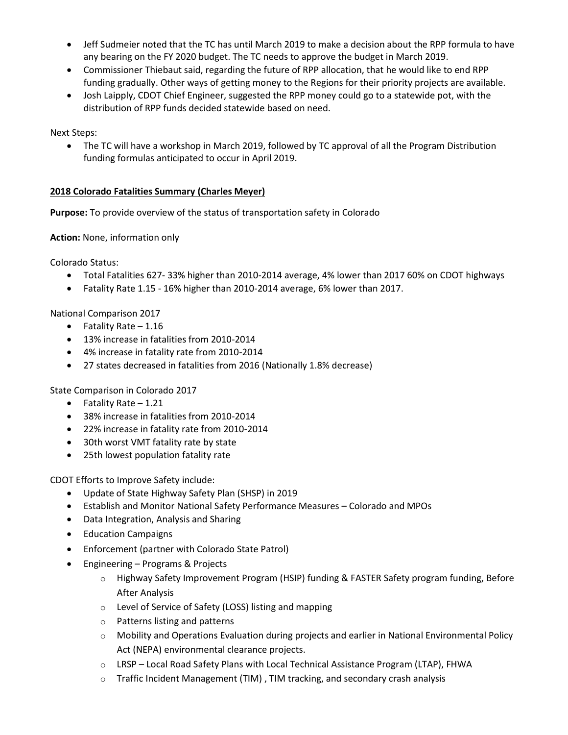- Jeff Sudmeier noted that the TC has until March 2019 to make a decision about the RPP formula to have any bearing on the FY 2020 budget. The TC needs to approve the budget in March 2019.
- Commissioner Thiebaut said, regarding the future of RPP allocation, that he would like to end RPP funding gradually. Other ways of getting money to the Regions for their priority projects are available.
- Josh Laipply, CDOT Chief Engineer, suggested the RPP money could go to a statewide pot, with the distribution of RPP funds decided statewide based on need.

Next Steps:

- The TC will have a workshop in March 2019, followed by TC approval of all the Program Distribution funding formulas anticipated to occur in April 2019.

**2018 Colorado Fatalities Summary (Charles Meyer)**

**Purpose:** To provide overview of the status of transportation safety in Colorado

**Action:** None, information only

Colorado Status:

- Total Fatalities 627- 33% higher than 2010-2014 average, 4% lower than 2017 60% on CDOT highways
- Fatality Rate 1.15 - 16% higher than 2010-2014 average, 6% lower than 2017.

National Comparison 2017

- Fatality Rate – 1.16
- 13% increase in fatalities from 2010-2014
- 4% increase in fatality rate from 2010-2014
- 27 states decreased in fatalities from 2016 (Nationally 1.8% decrease)

State Comparison in Colorado 2017

- Fatality Rate – 1.21
- 38% increase in fatalities from 2010-2014
- 22% increase in fatality rate from 2010-2014
- 30th worst VMT fatality rate by state
- 25th lowest population fatality rate

CDOT Efforts to Improve Safety include:

- Update of State Highway Safety Plan (SHSP) in 2019
- Establish and Monitor National Safety Performance Measures – Colorado and MPOs
- Data Integration, Analysis and Sharing
- Education Campaigns
- Enforcement (partner with Colorado State Patrol)
- Engineering – Programs & Projects
  - Highway Safety Improvement Program (HSIP) funding & FASTER Safety program funding, Before After Analysis
  - Level of Service of Safety (LOSS) listing and mapping
  - Patterns listing and patterns
  - Mobility and Operations Evaluation during projects and earlier in National Environmental Policy Act (NEPA) environmental clearance projects.
  - LRSP – Local Road Safety Plans with Local Technical Assistance Program (LTAP), FHWA
  - Traffic Incident Management (TIM) , TIM tracking, and secondary crash analysis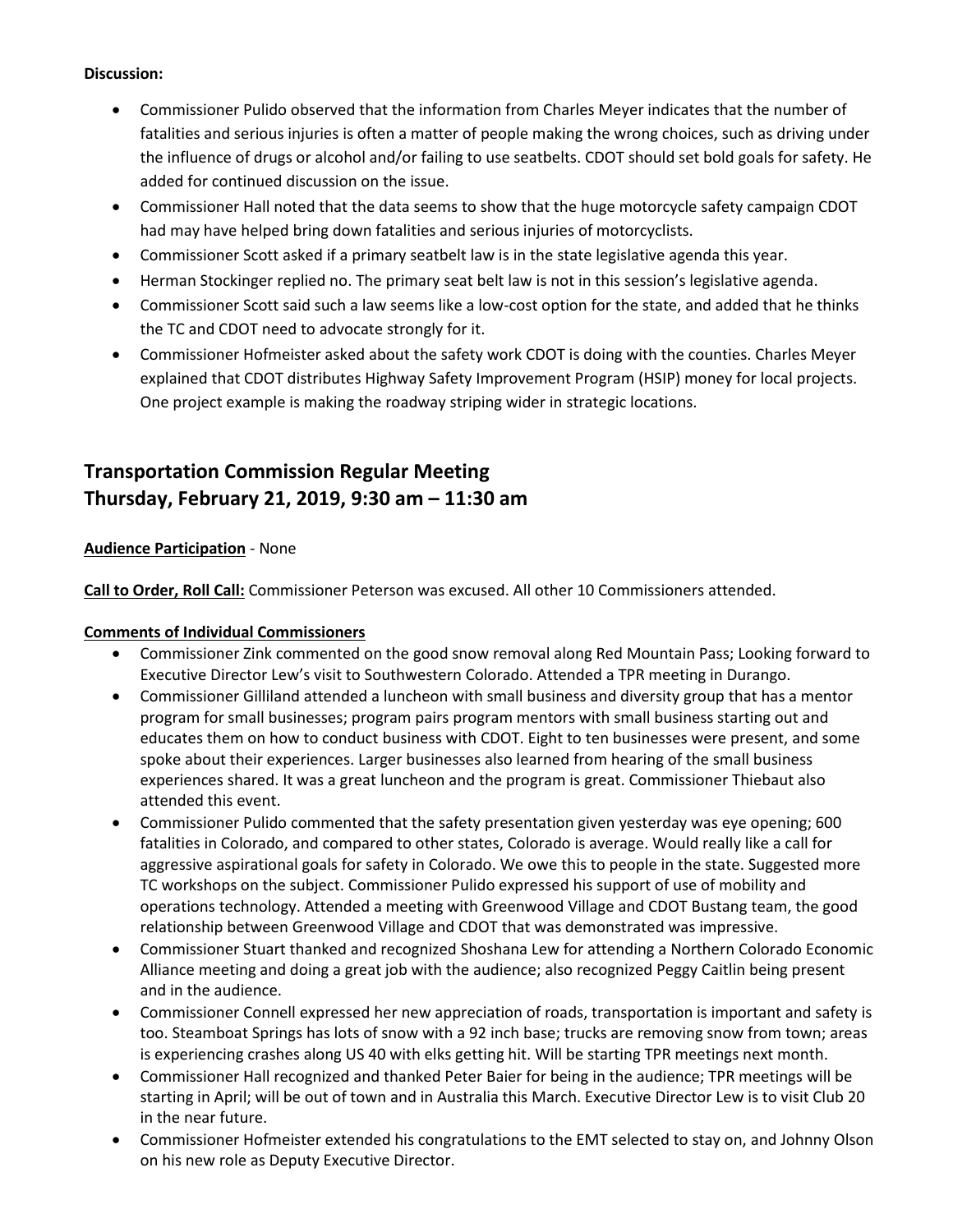**Discussion:**

- Commissioner Pulido observed that the information from Charles Meyer indicates that the number of fatalities and serious injuries is often a matter of people making the wrong choices, such as driving under the influence of drugs or alcohol and/or failing to use seatbelts. CDOT should set bold goals for safety. He added for continued discussion on the issue.
- Commissioner Hall noted that the data seems to show that the huge motorcycle safety campaign CDOT had may have helped bring down fatalities and serious injuries of motorcyclists.
- Commissioner Scott asked if a primary seatbelt law is in the state legislative agenda this year.
- Herman Stockinger replied no. The primary seat belt law is not in this session's legislative agenda.
- Commissioner Scott said such a law seems like a low-cost option for the state, and added that he thinks the TC and CDOT need to advocate strongly for it.
- Commissioner Hofmeister asked about the safety work CDOT is doing with the counties. Charles Meyer explained that CDOT distributes Highway Safety Improvement Program (HSIP) money for local projects. One project example is making the roadway striping wider in strategic locations.

## Transportation Commission Regular Meeting Thursday, February 21, 2019, 9:30 am – 11:30 am

**Audience Participation** - None

**Call to Order, Roll Call:** Commissioner Peterson was excused. All other 10 Commissioners attended.

**Comments of Individual Commissioners**

- Commissioner Zink commented on the good snow removal along Red Mountain Pass; Looking forward to Executive Director Lew's visit to Southwestern Colorado. Attended a TPR meeting in Durango.
- Commissioner Gilliland attended a luncheon with small business and diversity group that has a mentor program for small businesses; program pairs program mentors with small business starting out and educates them on how to conduct business with CDOT. Eight to ten businesses were present, and some spoke about their experiences. Larger businesses also learned from hearing of the small business experiences shared. It was a great luncheon and the program is great. Commissioner Thiebaut also attended this event.
- Commissioner Pulido commented that the safety presentation given yesterday was eye opening; 600 fatalities in Colorado, and compared to other states, Colorado is average. Would really like a call for aggressive aspirational goals for safety in Colorado. We owe this to people in the state. Suggested more TC workshops on the subject. Commissioner Pulido expressed his support of use of mobility and operations technology. Attended a meeting with Greenwood Village and CDOT Bustang team, the good relationship between Greenwood Village and CDOT that was demonstrated was impressive.
- Commissioner Stuart thanked and recognized Shoshana Lew for attending a Northern Colorado Economic Alliance meeting and doing a great job with the audience; also recognized Peggy Caitlin being present and in the audience.
- Commissioner Connell expressed her new appreciation of roads, transportation is important and safety is too. Steamboat Springs has lots of snow with a 92 inch base; trucks are removing snow from town; areas is experiencing crashes along US 40 with elks getting hit. Will be starting TPR meetings next month.
- Commissioner Hall recognized and thanked Peter Baier for being in the audience; TPR meetings will be starting in April; will be out of town and in Australia this March. Executive Director Lew is to visit Club 20 in the near future.
- Commissioner Hofmeister extended his congratulations to the EMT selected to stay on, and Johnny Olson on his new role as Deputy Executive Director.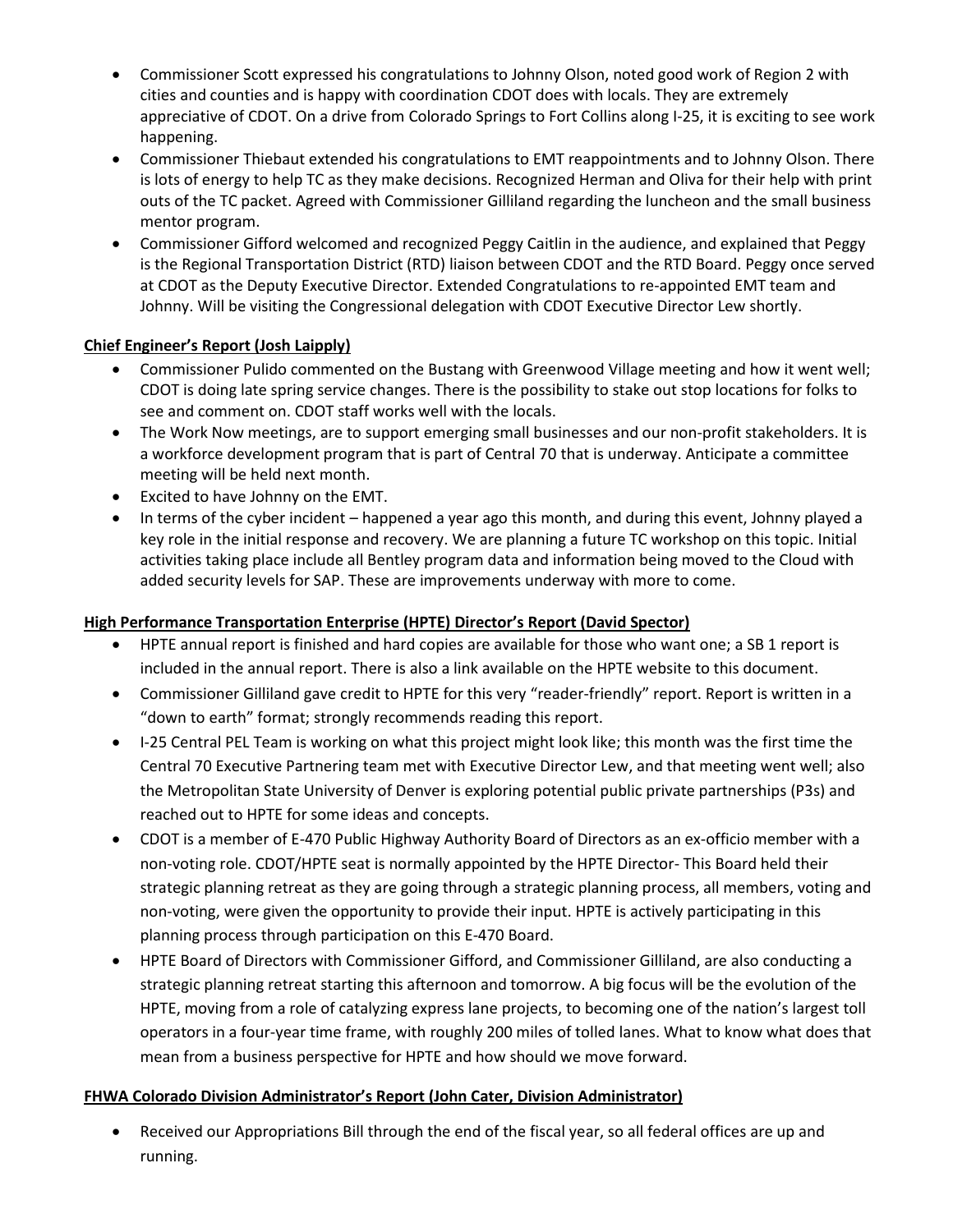- Commissioner Scott expressed his congratulations to Johnny Olson, noted good work of Region 2 with cities and counties and is happy with coordination CDOT does with locals. They are extremely appreciative of CDOT. On a drive from Colorado Springs to Fort Collins along I-25, it is exciting to see work happening.
- Commissioner Thiebaut extended his congratulations to EMT reappointments and to Johnny Olson. There is lots of energy to help TC as they make decisions. Recognized Herman and Oliva for their help with print outs of the TC packet. Agreed with Commissioner Gilliland regarding the luncheon and the small business mentor program.
- Commissioner Gifford welcomed and recognized Peggy Caitlin in the audience, and explained that Peggy is the Regional Transportation District (RTD) liaison between CDOT and the RTD Board. Peggy once served at CDOT as the Deputy Executive Director. Extended Congratulations to re-appointed EMT team and Johnny. Will be visiting the Congressional delegation with CDOT Executive Director Lew shortly.

**Chief Engineer's Report (Josh Laipply)**

- Commissioner Pulido commented on the Bustang with Greenwood Village meeting and how it went well; CDOT is doing late spring service changes. There is the possibility to stake out stop locations for folks to see and comment on. CDOT staff works well with the locals.
- The Work Now meetings, are to support emerging small businesses and our non-profit stakeholders. It is a workforce development program that is part of Central 70 that is underway. Anticipate a committee meeting will be held next month.
- Excited to have Johnny on the EMT.
- In terms of the cyber incident – happened a year ago this month, and during this event, Johnny played a key role in the initial response and recovery. We are planning a future TC workshop on this topic. Initial activities taking place include all Bentley program data and information being moved to the Cloud with added security levels for SAP. These are improvements underway with more to come.

**High Performance Transportation Enterprise (HPTE) Director's Report (David Spector)**

- HPTE annual report is finished and hard copies are available for those who want one; a SB 1 report is included in the annual report. There is also a link available on the HPTE website to this document.
- Commissioner Gilliland gave credit to HPTE for this very "reader-friendly" report. Report is written in a "down to earth" format; strongly recommends reading this report.
- I-25 Central PEL Team is working on what this project might look like; this month was the first time the Central 70 Executive Partnering team met with Executive Director Lew, and that meeting went well; also the Metropolitan State University of Denver is exploring potential public private partnerships (P3s) and reached out to HPTE for some ideas and concepts.
- CDOT is a member of E-470 Public Highway Authority Board of Directors as an ex-officio member with a non-voting role. CDOT/HPTE seat is normally appointed by the HPTE Director- This Board held their strategic planning retreat as they are going through a strategic planning process, all members, voting and non-voting, were given the opportunity to provide their input. HPTE is actively participating in this planning process through participation on this E-470 Board.
- HPTE Board of Directors with Commissioner Gifford, and Commissioner Gilliland, are also conducting a strategic planning retreat starting this afternoon and tomorrow. A big focus will be the evolution of the HPTE, moving from a role of catalyzing express lane projects, to becoming one of the nation's largest toll operators in a four-year time frame, with roughly 200 miles of tolled lanes. What to know what does that mean from a business perspective for HPTE and how should we move forward.

**FHWA Colorado Division Administrator's Report (John Cater, Division Administrator)**

- Received our Appropriations Bill through the end of the fiscal year, so all federal offices are up and running.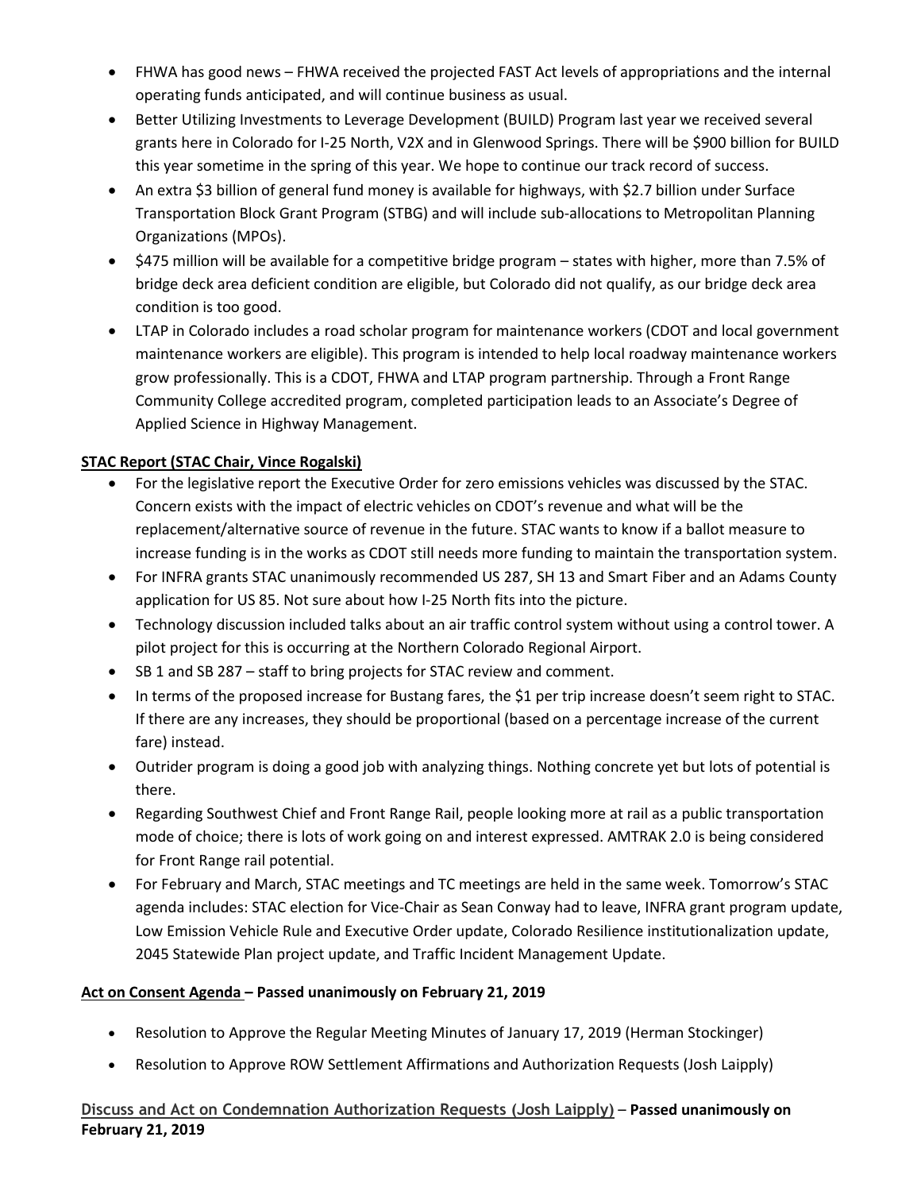- FHWA has good news – FHWA received the projected FAST Act levels of appropriations and the internal operating funds anticipated, and will continue business as usual.
- Better Utilizing Investments to Leverage Development (BUILD) Program last year we received several grants here in Colorado for I-25 North, V2X and in Glenwood Springs. There will be $900 billion for BUILD this year sometime in the spring of this year. We hope to continue our track record of success.
- An extra $3 billion of general fund money is available for highways, with $2.7 billion under Surface Transportation Block Grant Program (STBG) and will include sub-allocations to Metropolitan Planning Organizations (MPOs).
- $475 million will be available for a competitive bridge program – states with higher, more than 7.5% of bridge deck area deficient condition are eligible, but Colorado did not qualify, as our bridge deck area condition is too good.
- LTAP in Colorado includes a road scholar program for maintenance workers (CDOT and local government maintenance workers are eligible). This program is intended to help local roadway maintenance workers grow professionally. This is a CDOT, FHWA and LTAP program partnership. Through a Front Range Community College accredited program, completed participation leads to an Associate's Degree of Applied Science in Highway Management.

**STAC Report (STAC Chair, Vince Rogalski)**

- For the legislative report the Executive Order for zero emissions vehicles was discussed by the STAC. Concern exists with the impact of electric vehicles on CDOT's revenue and what will be the replacement/alternative source of revenue in the future. STAC wants to know if a ballot measure to increase funding is in the works as CDOT still needs more funding to maintain the transportation system.
- For INFRA grants STAC unanimously recommended US 287, SH 13 and Smart Fiber and an Adams County application for US 85. Not sure about how I-25 North fits into the picture.
- Technology discussion included talks about an air traffic control system without using a control tower. A pilot project for this is occurring at the Northern Colorado Regional Airport.
- SB 1 and SB 287 – staff to bring projects for STAC review and comment.
- In terms of the proposed increase for Bustang fares, the $1 per trip increase doesn't seem right to STAC. If there are any increases, they should be proportional (based on a percentage increase of the current fare) instead.
- Outrider program is doing a good job with analyzing things. Nothing concrete yet but lots of potential is there.
- Regarding Southwest Chief and Front Range Rail, people looking more at rail as a public transportation mode of choice; there is lots of work going on and interest expressed. AMTRAK 2.0 is being considered for Front Range rail potential.
- For February and March, STAC meetings and TC meetings are held in the same week. Tomorrow's STAC agenda includes: STAC election for Vice-Chair as Sean Conway had to leave, INFRA grant program update, Low Emission Vehicle Rule and Executive Order update, Colorado Resilience institutionalization update, 2045 Statewide Plan project update, and Traffic Incident Management Update.

**Act on Consent Agenda – Passed unanimously on February 21, 2019**

- Resolution to Approve the Regular Meeting Minutes of January 17, 2019 (Herman Stockinger)
- Resolution to Approve ROW Settlement Affirmations and Authorization Requests (Josh Laipply)

**Discuss and Act on Condemnation Authorization Requests (Josh Laipply) – Passed unanimously on February 21, 2019**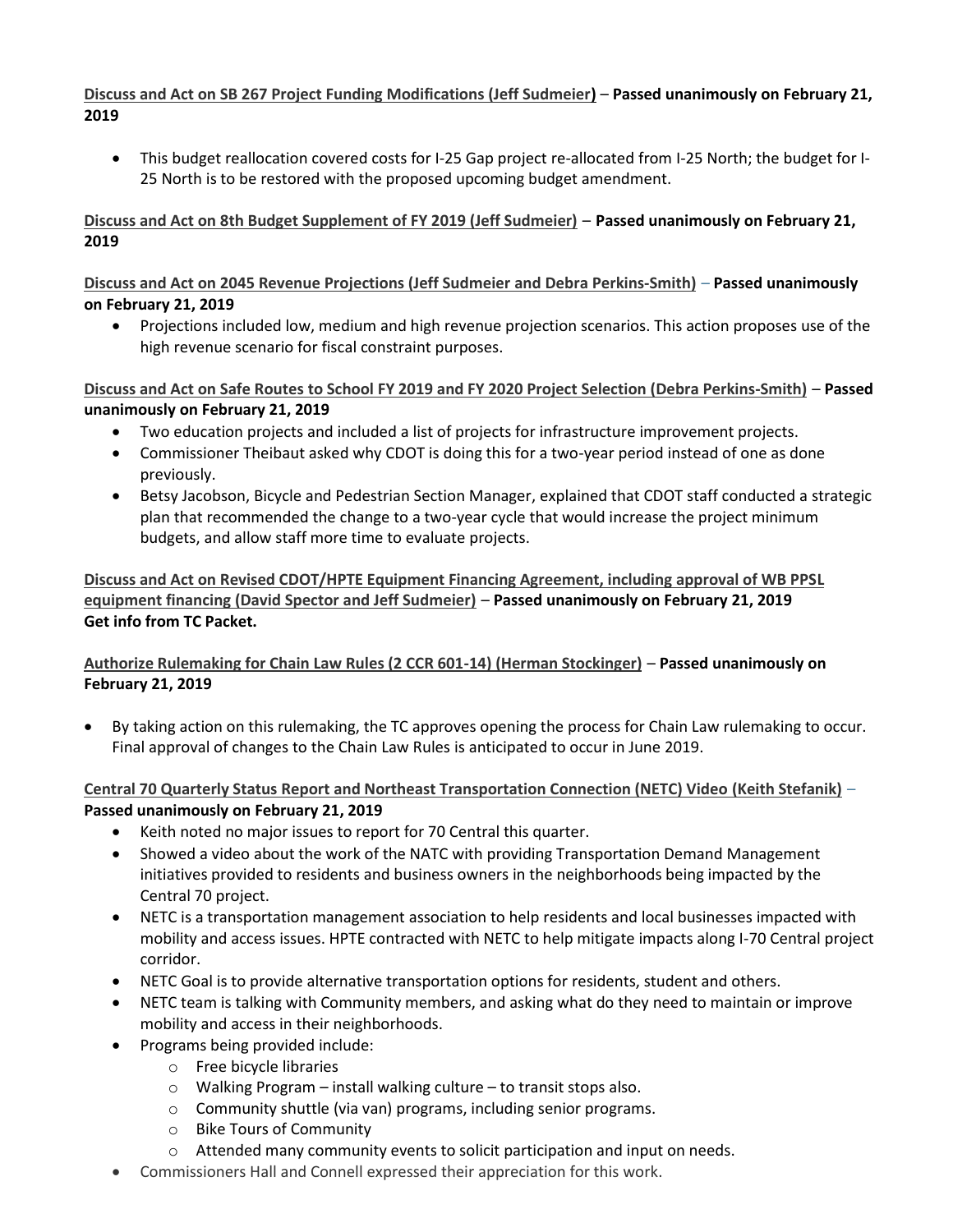**Discuss and Act on SB 267 Project Funding Modifications (Jeff Sudmeier)** – **Passed unanimously on February 21, 2019**

- This budget reallocation covered costs for I-25 Gap project re-allocated from I-25 North; the budget for I-25 North is to be restored with the proposed upcoming budget amendment.

**Discuss and Act on 8th Budget Supplement of FY 2019 (Jeff Sudmeier)** – **Passed unanimously on February 21, 2019**

**Discuss and Act on 2045 Revenue Projections (Jeff Sudmeier and Debra Perkins-Smith)** – **Passed unanimously on February 21, 2019**

- Projections included low, medium and high revenue projection scenarios. This action proposes use of the high revenue scenario for fiscal constraint purposes.

**Discuss and Act on Safe Routes to School FY 2019 and FY 2020 Project Selection (Debra Perkins-Smith)** – **Passed unanimously on February 21, 2019**

- Two education projects and included a list of projects for infrastructure improvement projects.
- Commissioner Theibaut asked why CDOT is doing this for a two-year period instead of one as done previously.
- Betsy Jacobson, Bicycle and Pedestrian Section Manager, explained that CDOT staff conducted a strategic plan that recommended the change to a two-year cycle that would increase the project minimum budgets, and allow staff more time to evaluate projects.

**Discuss and Act on Revised CDOT/HPTE Equipment Financing Agreement, including approval of WB PPSL equipment financing (David Spector and Jeff Sudmeier)** – **Passed unanimously on February 21, 2019**
**Get info from TC Packet.**

**Authorize Rulemaking for Chain Law Rules (2 CCR 601-14) (Herman Stockinger)** – **Passed unanimously on February 21, 2019**

- By taking action on this rulemaking, the TC approves opening the process for Chain Law rulemaking to occur. Final approval of changes to the Chain Law Rules is anticipated to occur in June 2019.

**Central 70 Quarterly Status Report and Northeast Transportation Connection (NETC) Video (Keith Stefanik)** – **Passed unanimously on February 21, 2019**

- Keith noted no major issues to report for 70 Central this quarter.
- Showed a video about the work of the NATC with providing Transportation Demand Management initiatives provided to residents and business owners in the neighborhoods being impacted by the Central 70 project.
- NETC is a transportation management association to help residents and local businesses impacted with mobility and access issues. HPTE contracted with NETC to help mitigate impacts along I-70 Central project corridor.
- NETC Goal is to provide alternative transportation options for residents, student and others.
- NETC team is talking with Community members, and asking what do they need to maintain or improve mobility and access in their neighborhoods.
- Programs being provided include:
  - Free bicycle libraries
  - Walking Program – install walking culture – to transit stops also.
  - Community shuttle (via van) programs, including senior programs.
  - Bike Tours of Community
  - Attended many community events to solicit participation and input on needs.
- Commissioners Hall and Connell expressed their appreciation for this work.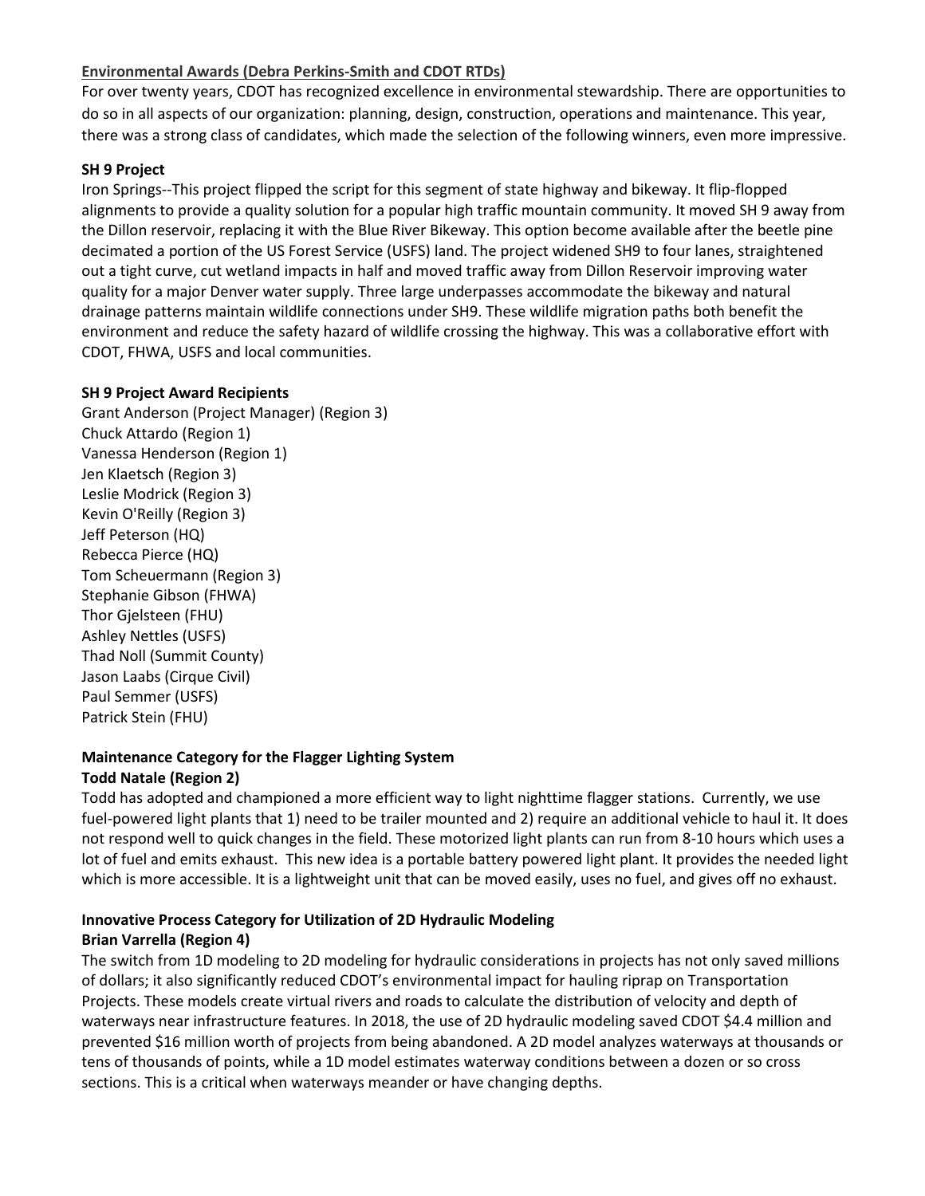**Environmental Awards (Debra Perkins-Smith and CDOT RTDs)**

For over twenty years, CDOT has recognized excellence in environmental stewardship. There are opportunities to do so in all aspects of our organization: planning, design, construction, operations and maintenance. This year, there was a strong class of candidates, which made the selection of the following winners, even more impressive.

**SH 9 Project**

Iron Springs--This project flipped the script for this segment of state highway and bikeway. It flip-flopped alignments to provide a quality solution for a popular high traffic mountain community. It moved SH 9 away from the Dillon reservoir, replacing it with the Blue River Bikeway. This option become available after the beetle pine decimated a portion of the US Forest Service (USFS) land. The project widened SH9 to four lanes, straightened out a tight curve, cut wetland impacts in half and moved traffic away from Dillon Reservoir improving water quality for a major Denver water supply. Three large underpasses accommodate the bikeway and natural drainage patterns maintain wildlife connections under SH9. These wildlife migration paths both benefit the environment and reduce the safety hazard of wildlife crossing the highway. This was a collaborative effort with CDOT, FHWA, USFS and local communities.

**SH 9 Project Award Recipients**

Grant Anderson (Project Manager) (Region 3)
Chuck Attardo (Region 1)
Vanessa Henderson (Region 1)
Jen Klaetsch (Region 3)
Leslie Modrick (Region 3)
Kevin O'Reilly (Region 3)
Jeff Peterson (HQ)
Rebecca Pierce (HQ)
Tom Scheuermann (Region 3)
Stephanie Gibson (FHWA)
Thor Gjelsteen (FHU)
Ashley Nettles (USFS)
Thad Noll (Summit County)
Jason Laabs (Cirque Civil)
Paul Semmer (USFS)
Patrick Stein (FHU)

**Maintenance Category for the Flagger Lighting System**
**Todd Natale (Region 2)**

Todd has adopted and championed a more efficient way to light nighttime flagger stations. Currently, we use fuel-powered light plants that 1) need to be trailer mounted and 2) require an additional vehicle to haul it. It does not respond well to quick changes in the field. These motorized light plants can run from 8-10 hours which uses a lot of fuel and emits exhaust. This new idea is a portable battery powered light plant. It provides the needed light which is more accessible. It is a lightweight unit that can be moved easily, uses no fuel, and gives off no exhaust.

**Innovative Process Category for Utilization of 2D Hydraulic Modeling**
**Brian Varrella (Region 4)**

The switch from 1D modeling to 2D modeling for hydraulic considerations in projects has not only saved millions of dollars; it also significantly reduced CDOT's environmental impact for hauling riprap on Transportation Projects. These models create virtual rivers and roads to calculate the distribution of velocity and depth of waterways near infrastructure features. In 2018, the use of 2D hydraulic modeling saved CDOT $4.4 million and prevented $16 million worth of projects from being abandoned. A 2D model analyzes waterways at thousands or tens of thousands of points, while a 1D model estimates waterway conditions between a dozen or so cross sections. This is a critical when waterways meander or have changing depths.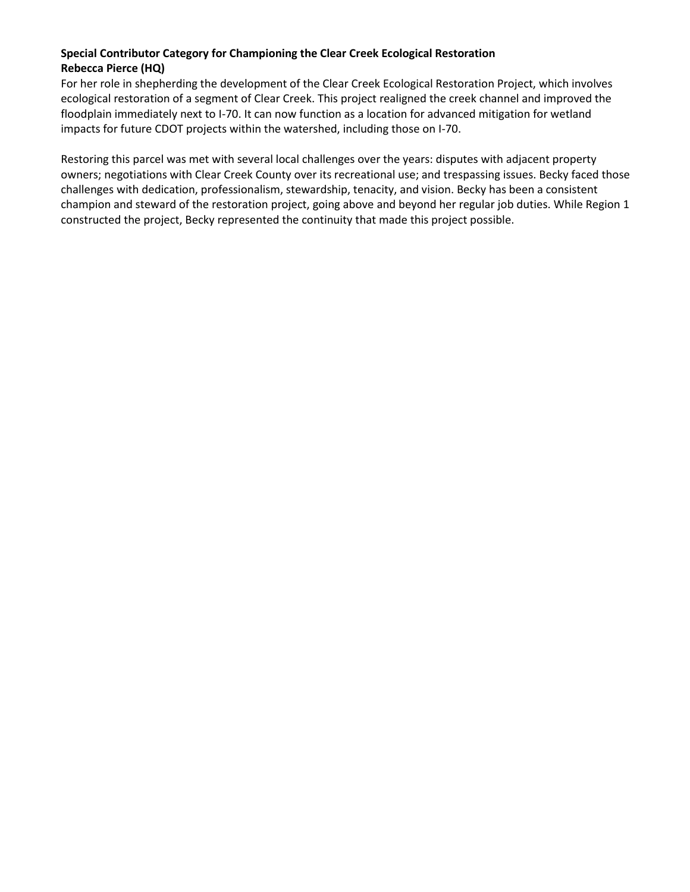**Special Contributor Category for Championing the Clear Creek Ecological Restoration**
**Rebecca Pierce (HQ)**

For her role in shepherding the development of the Clear Creek Ecological Restoration Project, which involves ecological restoration of a segment of Clear Creek. This project realigned the creek channel and improved the floodplain immediately next to I-70. It can now function as a location for advanced mitigation for wetland impacts for future CDOT projects within the watershed, including those on I-70.

Restoring this parcel was met with several local challenges over the years: disputes with adjacent property owners; negotiations with Clear Creek County over its recreational use; and trespassing issues. Becky faced those challenges with dedication, professionalism, stewardship, tenacity, and vision. Becky has been a consistent champion and steward of the restoration project, going above and beyond her regular job duties. While Region 1 constructed the project, Becky represented the continuity that made this project possible.